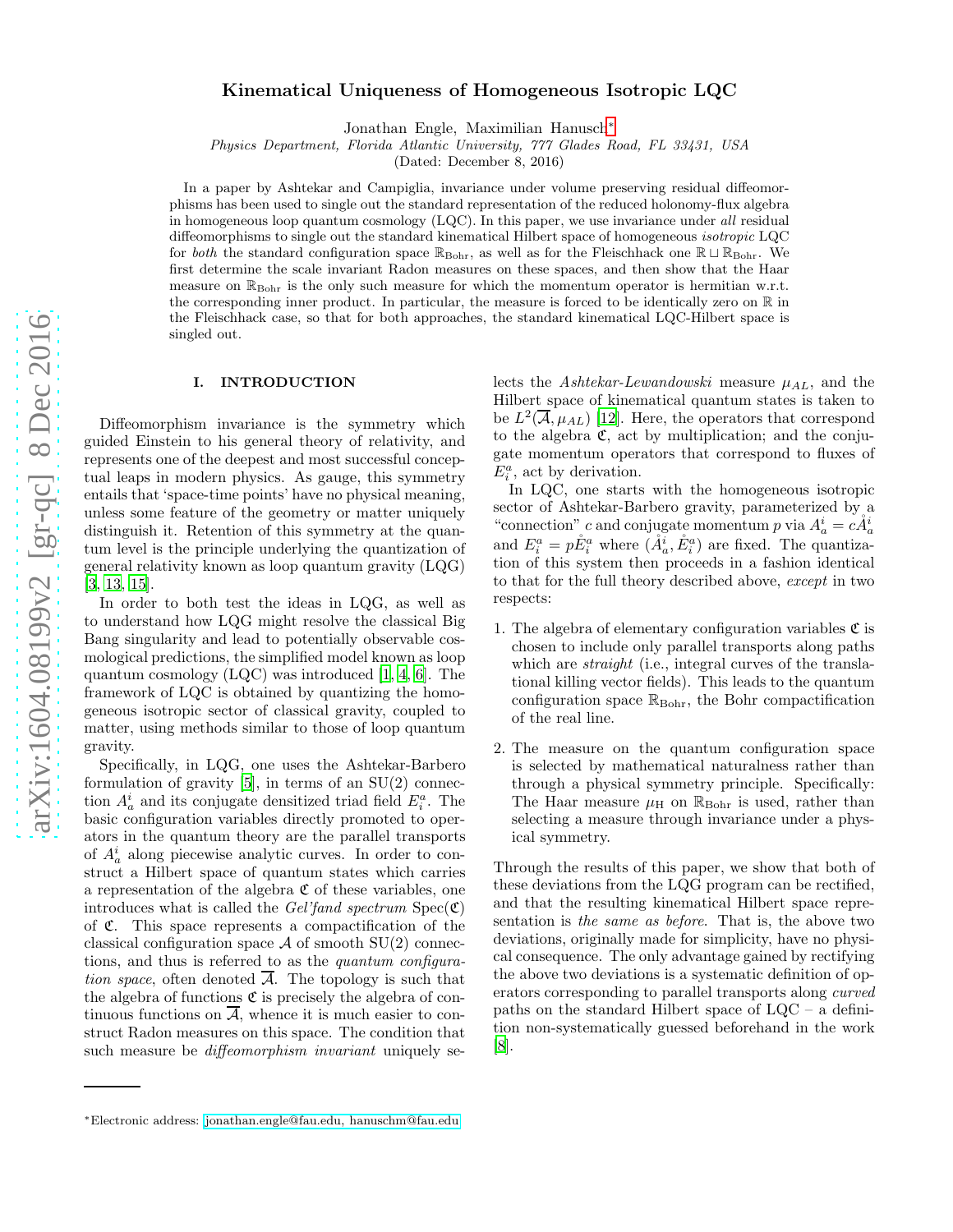# Kinematical Uniqueness of Homogeneous Isotropic LQC

Jonathan Engle, Maximilian Hanusch*

*Physics Department, Florida Atlantic University, 777 Glades Road, FL 33431, USA*

(Dated: December 8, 2016)

In a paper by Ashtekar and Campiglia, invariance under volume preserving residual diffeomorphisms has been used to single out the standard representation of the reduced holonomy-flux algebra in homogeneous loop quantum cosmology (LQC). In this paper, we use invariance under *all* residual diffeomorphisms to single out the standard kinematical Hilbert space of homogeneous *isotropic* LQC for *both* the standard configuration space $\mathbb{R}_{\text{Bohr}}$, as well as for the Fleischhack one $\mathbb{R} \sqcup \mathbb{R}_{\text{Bohr}}$. We first determine the scale invariant Radon measures on these spaces, and then show that the Haar measure on $\mathbb{R}_{\text{Bohr}}$ is the only such measure for which the momentum operator is hermitian w.r.t. the corresponding inner product. In particular, the measure is forced to be identically zero on $\mathbb{R}$ in the Fleischhack case, so that for both approaches, the standard kinematical LQC-Hilbert space is singled out.

## I. INTRODUCTION

Diffeomorphism invariance is the symmetry which guided Einstein to his general theory of relativity, and represents one of the deepest and most successful conceptual leaps in modern physics. As gauge, this symmetry entails that 'space-time points' have no physical meaning, unless some feature of the geometry or matter uniquely distinguish it. Retention of this symmetry at the quantum level is the principle underlying the quantization of general relativity known as loop quantum gravity (LQG) [3, 13, 15].

In order to both test the ideas in LQG, as well as to understand how LQG might resolve the classical Big Bang singularity and lead to potentially observable cosmological predictions, the simplified model known as loop quantum cosmology (LQC) was introduced [1, 4, 6]. The framework of LQC is obtained by quantizing the homogeneous isotropic sector of classical gravity, coupled to matter, using methods similar to those of loop quantum gravity.

Specifically, in LQG, one uses the Ashtekar-Barbero formulation of gravity [5], in terms of an SU(2) connection $A_a^i$ and its conjugate densitized triad field $E_i^a$. The basic configuration variables directly promoted to operators in the quantum theory are the parallel transports of $A_a^i$ along piecewise analytic curves. In order to construct a Hilbert space of quantum states which carries a representation of the algebra $\mathfrak{C}$ of these variables, one introduces what is called the *Gel'fand spectrum* $\mathrm{Spec}(\mathfrak{C})$ of $\mathfrak{C}$. This space represents a compactification of the classical configuration space $\mathcal{A}$ of smooth SU(2) connections, and thus is referred to as the *quantum configuration space*, often denoted $\overline{\mathcal{A}}$. The topology is such that the algebra of functions $\mathfrak{C}$ is precisely the algebra of continuous functions on $\overline{\mathcal{A}}$, whence it is much easier to construct Radon measures on this space. The condition that such measure be *diffeomorphism invariant* uniquely selects the *Ashtekar-Lewandowski* measure $\mu_{AL}$, and the Hilbert space of kinematical quantum states is taken to be $L^2(\overline{\mathcal{A}}, \mu_{AL})$ [12]. Here, the operators that correspond to the algebra $\mathfrak{C}$, act by multiplication; and the conjugate momentum operators that correspond to fluxes of $E_i^a$, act by derivation.

In LQC, one starts with the homogeneous isotropic sector of Ashtekar-Barbero gravity, parameterized by a "connection" $c$ and conjugate momentum $p$ via $A_a^i = c\mathring{A}_a^i$ and $E_i^a = p\mathring{E}_i^a$ where $(\mathring{A}_a^i, \mathring{E}_i^a)$ are fixed. The quantization of this system then proceeds in a fashion identical to that for the full theory described above, *except* in two respects:

1. The algebra of elementary configuration variables $\mathfrak{C}$ is chosen to include only parallel transports along paths which are *straight* (i.e., integral curves of the translational killing vector fields). This leads to the quantum configuration space $\mathbb{R}_{\text{Bohr}}$, the Bohr compactification of the real line.
2. The measure on the quantum configuration space is selected by mathematical naturalness rather than through a physical symmetry principle. Specifically: The Haar measure $\mu_{\text{H}}$ on $\mathbb{R}_{\text{Bohr}}$ is used, rather than selecting a measure through invariance under a physical symmetry.

Through the results of this paper, we show that both of these deviations from the LQG program can be rectified, and that the resulting kinematical Hilbert space representation is *the same as before*. That is, the above two deviations, originally made for simplicity, have no physical consequence. The only advantage gained by rectifying the above two deviations is a systematic definition of operators corresponding to parallel transports along *curved* paths on the standard Hilbert space of LQC – a definition non-systematically guessed beforehand in the work [8].

*Electronic address: jonathan.engle@fau.edu, hanuschm@fau.edu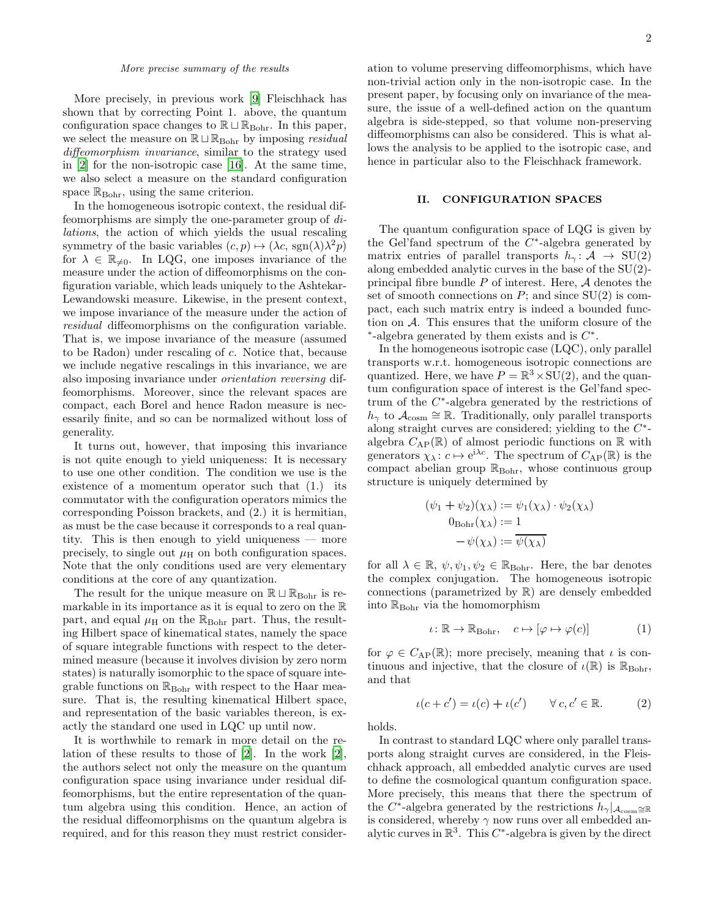*More precise summary of the results*

More precisely, in previous work [9] Fleischhack has shown that by correcting Point 1. above, the quantum configuration space changes to $\mathbb{R} \sqcup \mathbb{R}_{\mathrm{Bohr}}$. In this paper, we select the measure on $\mathbb{R} \sqcup \mathbb{R}_{\mathrm{Bohr}}$ by imposing *residual diffeomorphism invariance*, similar to the strategy used in [2] for the non-isotropic case [16]. At the same time, we also select a measure on the standard configuration space $\mathbb{R}_{\mathrm{Bohr}}$, using the same criterion.

In the homogeneous isotropic context, the residual diffeomorphisms are simply the one-parameter group of *dilations*, the action of which yields the usual rescaling symmetry of the basic variables $(c, p) \mapsto (\lambda c, \operatorname{sgn}(\lambda)\lambda^2 p)$ for $\lambda \in \mathbb{R}_{\neq 0}$. In LQG, one imposes invariance of the measure under the action of diffeomorphisms on the configuration variable, which leads uniquely to the Ashtekar-Lewandowski measure. Likewise, in the present context, we impose invariance of the measure under the action of *residual* diffeomorphisms on the configuration variable. That is, we impose invariance of the measure (assumed to be Radon) under rescaling of $c$. Notice that, because we include negative rescalings in this invariance, we are also imposing invariance under *orientation reversing* diffeomorphisms. Moreover, since the relevant spaces are compact, each Borel and hence Radon measure is necessarily finite, and so can be normalized without loss of generality.

It turns out, however, that imposing this invariance is not quite enough to yield uniqueness: It is necessary to use one other condition. The condition we use is the existence of a momentum operator such that (1.) its commutator with the configuration operators mimics the corresponding Poisson brackets, and (2.) it is hermitian, as must be the case because it corresponds to a real quantity. This is then enough to yield uniqueness — more precisely, to single out $\mu_{\mathrm{H}}$ on both configuration spaces. Note that the only conditions used are very elementary conditions at the core of any quantization.

The result for the unique measure on $\mathbb{R} \sqcup \mathbb{R}_{\mathrm{Bohr}}$ is remarkable in its importance as it is equal to zero on the $\mathbb{R}$ part, and equal $\mu_{\mathrm{H}}$ on the $\mathbb{R}_{\mathrm{Bohr}}$ part. Thus, the resulting Hilbert space of kinematical states, namely the space of square integrable functions with respect to the determined measure (because it involves division by zero norm states) is naturally isomorphic to the space of square integrable functions on $\mathbb{R}_{\mathrm{Bohr}}$ with respect to the Haar measure. That is, the resulting kinematical Hilbert space, and representation of the basic variables thereon, is exactly the standard one used in LQC up until now.

It is worthwhile to remark in more detail on the relation of these results to those of [2]. In the work [2], the authors select not only the measure on the quantum configuration space using invariance under residual diffeomorphisms, but the entire representation of the quantum algebra using this condition. Hence, an action of the residual diffeomorphisms on the quantum algebra is required, and for this reason they must restrict consideration to volume preserving diffeomorphisms, which have non-trivial action only in the non-isotropic case. In the present paper, by focusing only on invariance of the measure, the issue of a well-defined action on the quantum algebra is side-stepped, so that volume non-preserving diffeomorphisms can also be considered. This is what allows the analysis to be applied to the isotropic case, and hence in particular also to the Fleischhack framework.

## II. CONFIGURATION SPACES

The quantum configuration space of LQG is given by the Gel'fand spectrum of the $C^*$-algebra generated by matrix entries of parallel transports $h_\gamma\colon \mathcal{A} \to \mathrm{SU}(2)$ along embedded analytic curves in the base of the $\mathrm{SU}(2)$-principal fibre bundle $P$ of interest. Here, $\mathcal{A}$ denotes the set of smooth connections on $P$; and since $\mathrm{SU}(2)$ is compact, each such matrix entry is indeed a bounded function on $\mathcal{A}$. This ensures that the uniform closure of the $^*$-algebra generated by them exists and is $C^*$.

In the homogeneous isotropic case (LQC), only parallel transports w.r.t. homogeneous isotropic connections are quantized. Here, we have $P = \mathbb{R}^3 \times \mathrm{SU}(2)$, and the quantum configuration space of interest is the Gel'fand spectrum of the $C^*$-algebra generated by the restrictions of $h_\gamma$ to $\mathcal{A}_{\mathrm{cosm}} \cong \mathbb{R}$. Traditionally, only parallel transports along straight curves are considered; yielding to the $C^*$-algebra $C_{\mathrm{AP}}(\mathbb{R})$ of almost periodic functions on $\mathbb{R}$ with generators $\chi_\lambda\colon c \mapsto \mathrm{e}^{\mathrm{i}\lambda c}$. The spectrum of $C_{\mathrm{AP}}(\mathbb{R})$ is the compact abelian group $\mathbb{R}_{\mathrm{Bohr}}$, whose continuous group structure is uniquely determined by

$$
\begin{aligned}
(\psi_1 + \psi_2)(\chi_\lambda) &:= \psi_1(\chi_\lambda) \cdot \psi_2(\chi_\lambda) \\
0_{\mathrm{Bohr}}(\chi_\lambda) &:= 1 \\
-\psi(\chi_\lambda) &:= \overline{\psi(\chi_\lambda)}
\end{aligned}
$$

for all $\lambda \in \mathbb{R}$, $\psi, \psi_1, \psi_2 \in \mathbb{R}_{\mathrm{Bohr}}$. Here, the bar denotes the complex conjugation. The homogeneous isotropic connections (parametrized by $\mathbb{R}$) are densely embedded into $\mathbb{R}_{\mathrm{Bohr}}$ via the homomorphism

$$
\iota\colon \mathbb{R} \to \mathbb{R}_{\mathrm{Bohr}}, \quad c \mapsto [\varphi \mapsto \varphi(c)] \tag{1}
$$

for $\varphi \in C_{\mathrm{AP}}(\mathbb{R})$; more precisely, meaning that $\iota$ is continuous and injective, that the closure of $\iota(\mathbb{R})$ is $\mathbb{R}_{\mathrm{Bohr}}$, and that

$$
\iota(c + c') = \iota(c) + \iota(c') \qquad \forall\, c, c' \in \mathbb{R}. \tag{2}
$$

holds.

In contrast to standard LQC where only parallel transports along straight curves are considered, in the Fleischhack approach, all embedded analytic curves are used to define the cosmological quantum configuration space. More precisely, this means that there the spectrum of the $C^*$-algebra generated by the restrictions $h_\gamma|_{\mathcal{A}_{\mathrm{cosm}} \cong \mathbb{R}}$ is considered, whereby $\gamma$ now runs over all embedded analytic curves in $\mathbb{R}^3$. This $C^*$-algebra is given by the direct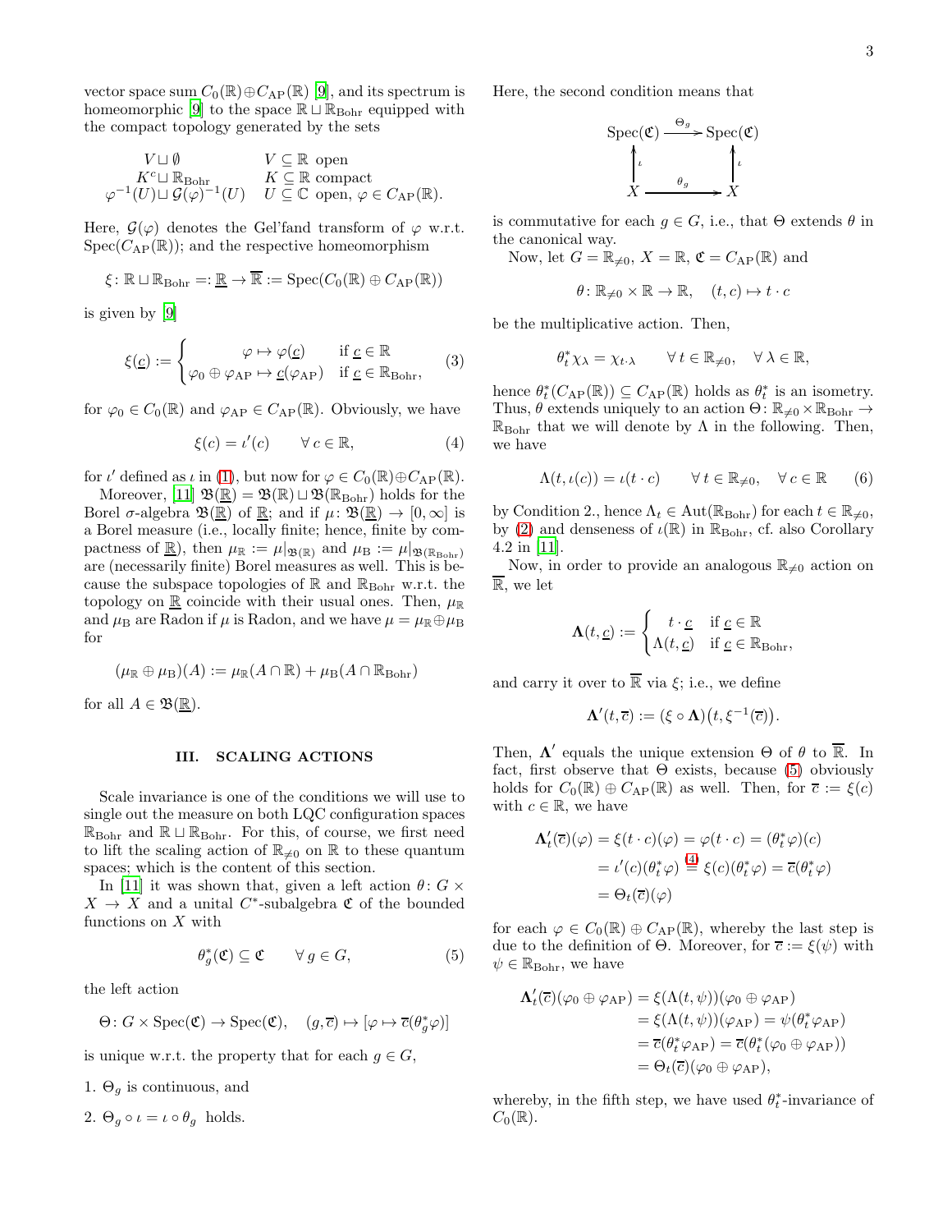vector space sum $C_0(\mathbb{R}) \oplus C_{\mathrm{AP}}(\mathbb{R})$ [9], and its spectrum is homeomorphic [9] to the space $\mathbb{R} \sqcup \mathbb{R}_{\mathrm{Bohr}}$ equipped with the compact topology generated by the sets

$$
\begin{array}{ll}
V \sqcup \emptyset & V \subseteq \mathbb{R} \text{ open} \\
K^c \sqcup \mathbb{R}_{\mathrm{Bohr}} & K \subseteq \mathbb{R} \text{ compact} \\
\varphi^{-1}(U) \sqcup \mathcal{G}(\varphi)^{-1}(U) & U \subseteq \mathbb{C} \text{ open, } \varphi \in C_{\mathrm{AP}}(\mathbb{R}).
\end{array}
$$

Here, $\mathcal{G}(\varphi)$ denotes the Gel'fand transform of $\varphi$ w.r.t. $\mathrm{Spec}(C_{\mathrm{AP}}(\mathbb{R}))$; and the respective homeomorphism

$$
\xi\colon \mathbb{R} \sqcup \mathbb{R}_{\mathrm{Bohr}} =: \underline{\mathbb{R}} \to \overline{\mathbb{R}} := \mathrm{Spec}(C_0(\mathbb{R}) \oplus C_{\mathrm{AP}}(\mathbb{R}))
$$

is given by [9]

$$
\xi(\underline{c}) := \begin{cases} \varphi \mapsto \varphi(\underline{c}) & \text{if } \underline{c} \in \mathbb{R} \\ \varphi_0 \oplus \varphi_{\mathrm{AP}} \mapsto \underline{c}(\varphi_{\mathrm{AP}}) & \text{if } \underline{c} \in \mathbb{R}_{\mathrm{Bohr}}, \end{cases} \tag{3}
$$

for $\varphi_0 \in C_0(\mathbb{R})$ and $\varphi_{\mathrm{AP}} \in C_{\mathrm{AP}}(\mathbb{R})$. Obviously, we have

$$
\xi(c) = \iota'(c) \qquad \forall\, c \in \mathbb{R}, \tag{4}
$$

for $\iota'$ defined as $\iota$ in (1), but now for $\varphi \in C_0(\mathbb{R}) \oplus C_{\mathrm{AP}}(\mathbb{R})$.

Moreover, [11] $\mathfrak{B}(\underline{\mathbb{R}}) = \mathfrak{B}(\mathbb{R}) \sqcup \mathfrak{B}(\mathbb{R}_{\mathrm{Bohr}})$ holds for the Borel $\sigma$-algebra $\mathfrak{B}(\underline{\mathbb{R}})$ of $\underline{\mathbb{R}}$; and if $\mu\colon \mathfrak{B}(\underline{\mathbb{R}}) \to [0, \infty]$ is a Borel measure (i.e., locally finite; hence, finite by compactness of $\underline{\mathbb{R}}$), then $\mu_{\mathbb{R}} := \mu|_{\mathfrak{B}(\mathbb{R})}$ and $\mu_{\mathrm{B}} := \mu|_{\mathfrak{B}(\mathbb{R}_{\mathrm{Bohr}})}$ are (necessarily finite) Borel measures as well. This is because the subspace topologies of $\mathbb{R}$ and $\mathbb{R}_{\mathrm{Bohr}}$ w.r.t. the topology on $\underline{\mathbb{R}}$ coincide with their usual ones. Then, $\mu_{\mathbb{R}}$ and $\mu_{\mathrm{B}}$ are Radon if $\mu$ is Radon, and we have $\mu = \mu_{\mathbb{R}} \oplus \mu_{\mathrm{B}}$ for

$$
(\mu_{\mathbb{R}} \oplus \mu_{\mathrm{B}})(A) := \mu_{\mathbb{R}}(A \cap \mathbb{R}) + \mu_{\mathrm{B}}(A \cap \mathbb{R}_{\mathrm{Bohr}})
$$

for all $A \in \mathfrak{B}(\underline{\mathbb{R}})$.

## III. SCALING ACTIONS

Scale invariance is one of the conditions we will use to single out the measure on both LQC configuration spaces $\mathbb{R}_{\mathrm{Bohr}}$ and $\mathbb{R} \sqcup \mathbb{R}_{\mathrm{Bohr}}$. For this, of course, we first need to lift the scaling action of $\mathbb{R}_{\neq 0}$ on $\mathbb{R}$ to these quantum spaces; which is the content of this section.

In [11] it was shown that, given a left action $\theta\colon G \times X \to X$ and a unital $C^*$-subalgebra $\mathfrak{C}$ of the bounded functions on $X$ with

$$
\theta_g^*(\mathfrak{C}) \subseteq \mathfrak{C} \qquad \forall\, g \in G, \tag{5}
$$

the left action

$$
\Theta\colon G \times \mathrm{Spec}(\mathfrak{C}) \to \mathrm{Spec}(\mathfrak{C}), \quad (g, \overline{c}) \mapsto [\varphi \mapsto \overline{c}(\theta_g^* \varphi)]
$$

is unique w.r.t. the property that for each $g \in G$,

1. $\Theta_g$ is continuous, and
2. $\Theta_g \circ \iota = \iota \circ \theta_g$ holds.

Here, the second condition means that

$$
\begin{array}{ccc}
\mathrm{Spec}(\mathfrak{C}) & \xrightarrow{\Theta_g} & \mathrm{Spec}(\mathfrak{C}) \\
\uparrow \iota & & \uparrow \iota \\
X & \xrightarrow{\theta_g} & X
\end{array}
$$

is commutative for each $g \in G$, i.e., that $\Theta$ extends $\theta$ in the canonical way.

Now, let $G = \mathbb{R}_{\neq 0}$, $X = \mathbb{R}$, $\mathfrak{C} = C_{\mathrm{AP}}(\mathbb{R})$ and

$$
\theta\colon \mathbb{R}_{\neq 0} \times \mathbb{R} \to \mathbb{R}, \quad (t, c) \mapsto t \cdot c
$$

be the multiplicative action. Then,

$$
\theta_t^* \chi_\lambda = \chi_{t \cdot \lambda} \qquad \forall\, t \in \mathbb{R}_{\neq 0}, \quad \forall\, \lambda \in \mathbb{R},
$$

hence $\theta_t^*(C_{\mathrm{AP}}(\mathbb{R})) \subseteq C_{\mathrm{AP}}(\mathbb{R})$ holds as $\theta_t^*$ is an isometry. Thus, $\theta$ extends uniquely to an action $\Theta\colon \mathbb{R}_{\neq 0} \times \mathbb{R}_{\mathrm{Bohr}} \to \mathbb{R}_{\mathrm{Bohr}}$ that we will denote by $\Lambda$ in the following. Then, we have

$$
\Lambda(t, \iota(c)) = \iota(t \cdot c) \qquad \forall\, t \in \mathbb{R}_{\neq 0}, \quad \forall\, c \in \mathbb{R} \tag{6}
$$

by Condition 2., hence $\Lambda_t \in \mathrm{Aut}(\mathbb{R}_{\mathrm{Bohr}})$ for each $t \in \mathbb{R}_{\neq 0}$, by (2) and denseness of $\iota(\mathbb{R})$ in $\mathbb{R}_{\mathrm{Bohr}}$, cf. also Corollary 4.2 in [11].

Now, in order to provide an analogous $\mathbb{R}_{\neq 0}$ action on $\overline{\mathbb{R}}$, we let

$$
\boldsymbol{\Lambda}(t, \underline{c}) := \begin{cases} t \cdot \underline{c} & \text{if } \underline{c} \in \mathbb{R} \\ \Lambda(t, \underline{c}) & \text{if } \underline{c} \in \mathbb{R}_{\mathrm{Bohr}}, \end{cases}
$$

and carry it over to $\overline{\mathbb{R}}$ via $\xi$; i.e., we define

$$
\boldsymbol{\Lambda}'(t, \overline{c}) := (\xi \circ \boldsymbol{\Lambda})\big(t, \xi^{-1}(\overline{c})\big).
$$

Then, $\boldsymbol{\Lambda}'$ equals the unique extension $\Theta$ of $\theta$ to $\overline{\mathbb{R}}$. In fact, first observe that $\Theta$ exists, because (5) obviously holds for $C_0(\mathbb{R}) \oplus C_{\mathrm{AP}}(\mathbb{R})$ as well. Then, for $\overline{c} := \xi(c)$ with $c \in \mathbb{R}$, we have

$$
\begin{aligned}
\boldsymbol{\Lambda}'_t(\overline{c})(\varphi) &= \xi(t \cdot c)(\varphi) = \varphi(t \cdot c) = (\theta_t^* \varphi)(c) \\
&= \iota'(c)(\theta_t^* \varphi) \overset{(4)}{=} \xi(c)(\theta_t^* \varphi) = \overline{c}(\theta_t^* \varphi) \\
&= \Theta_t(\overline{c})(\varphi)
\end{aligned}
$$

for each $\varphi \in C_0(\mathbb{R}) \oplus C_{\mathrm{AP}}(\mathbb{R})$, whereby the last step is due to the definition of $\Theta$. Moreover, for $\overline{c} := \xi(\psi)$ with $\psi \in \mathbb{R}_{\mathrm{Bohr}}$, we have

$$
\begin{aligned}
\boldsymbol{\Lambda}'_t(\overline{c})(\varphi_0 \oplus \varphi_{\mathrm{AP}}) &= \xi(\Lambda(t, \psi))(\varphi_0 \oplus \varphi_{\mathrm{AP}}) \\
&= \xi(\Lambda(t, \psi))(\varphi_{\mathrm{AP}}) = \psi(\theta_t^* \varphi_{\mathrm{AP}}) \\
&= \overline{c}(\theta_t^* \varphi_{\mathrm{AP}}) = \overline{c}(\theta_t^*(\varphi_0 \oplus \varphi_{\mathrm{AP}})) \\
&= \Theta_t(\overline{c})(\varphi_0 \oplus \varphi_{\mathrm{AP}}),
\end{aligned}
$$

whereby, in the fifth step, we have used $\theta_t^*$-invariance of $C_0(\mathbb{R})$.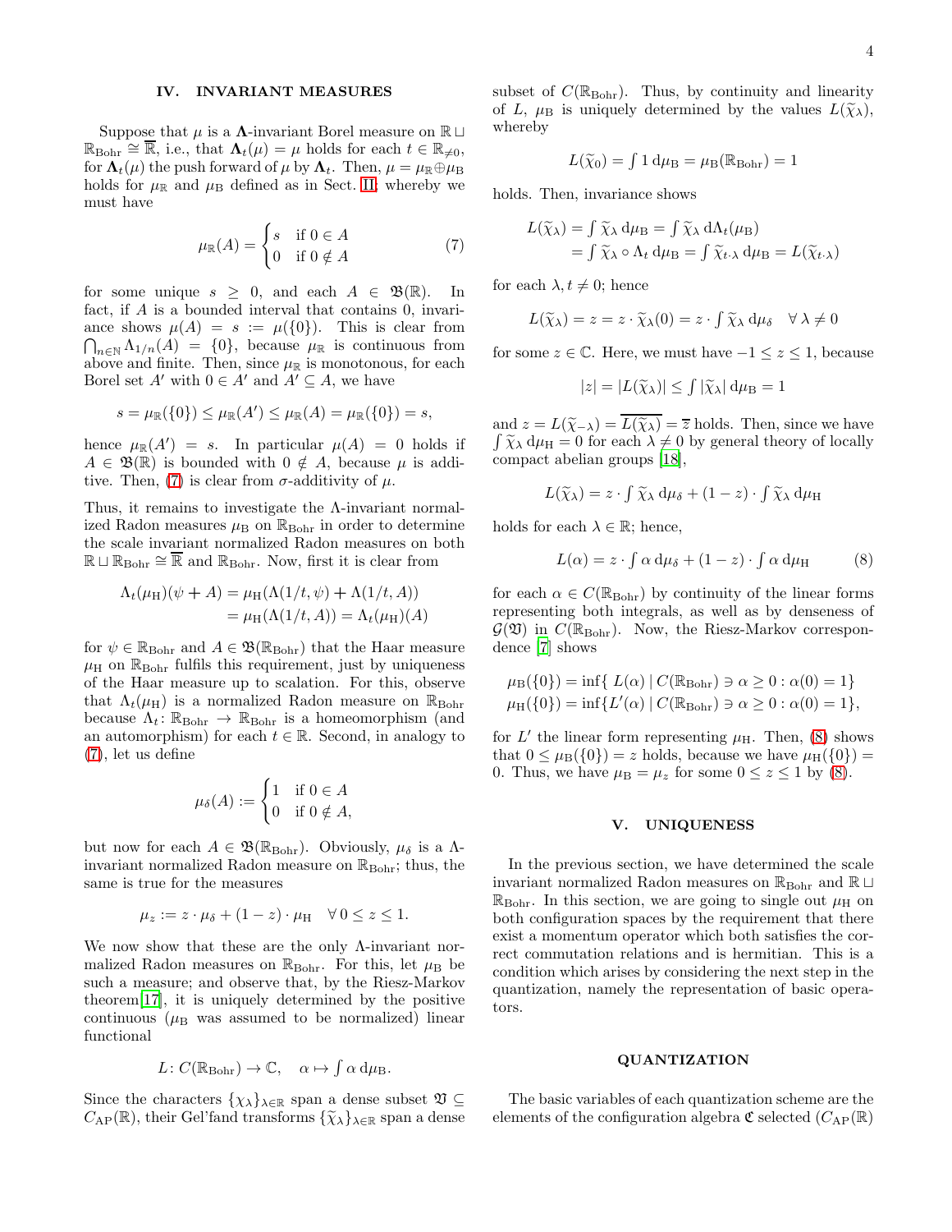## IV. INVARIANT MEASURES

Suppose that $\mu$ is a $\mathbf{\Lambda}$-invariant Borel measure on $\mathbb{R} \sqcup \mathbb{R}_{\text{Bohr}} \cong \overline{\mathbb{R}}$, i.e., that $\mathbf{\Lambda}_t(\mu) = \mu$ holds for each $t \in \mathbb{R}_{\neq 0}$, for $\mathbf{\Lambda}_t(\mu)$ the push forward of $\mu$ by $\mathbf{\Lambda}_t$. Then, $\mu = \mu_{\mathbb{R}} \oplus \mu_{\text{B}}$ holds for $\mu_{\mathbb{R}}$ and $\mu_{\text{B}}$ defined as in Sect. II, whereby we must have

$$\mu_{\mathbb{R}}(A) = \begin{cases} s & \text{if } 0 \in A \\ 0 & \text{if } 0 \notin A \end{cases} \tag{7}$$

for some unique $s \geq 0$, and each $A \in \mathfrak{B}(\mathbb{R})$. In fact, if $A$ is a bounded interval that contains 0, invariance shows $\mu(A) = s := \mu(\{0\})$. This is clear from $\bigcap_{n\in\mathbb{N}} \Lambda_{1/n}(A) = \{0\}$, because $\mu_{\mathbb{R}}$ is continuous from above and finite. Then, since $\mu_{\mathbb{R}}$ is monotonous, for each Borel set $A'$ with $0 \in A'$ and $A' \subseteq A$, we have

$$s = \mu_{\mathbb{R}}(\{0\}) \leq \mu_{\mathbb{R}}(A') \leq \mu_{\mathbb{R}}(A) = \mu_{\mathbb{R}}(\{0\}) = s,$$

hence $\mu_{\mathbb{R}}(A') = s$. In particular $\mu(A) = 0$ holds if $A \in \mathfrak{B}(\mathbb{R})$ is bounded with $0 \notin A$, because $\mu$ is additive. Then, (7) is clear from $\sigma$-additivity of $\mu$.

Thus, it remains to investigate the $\Lambda$-invariant normalized Radon measures $\mu_{\text{B}}$ on $\mathbb{R}_{\text{Bohr}}$ in order to determine the scale invariant normalized Radon measures on both $\mathbb{R} \sqcup \mathbb{R}_{\text{Bohr}} \cong \overline{\overline{\mathbb{R}}}$ and $\mathbb{R}_{\text{Bohr}}$. Now, first it is clear from

$$\begin{aligned}\Lambda_t(\mu_{\text{H}})(\psi + A) &= \mu_{\text{H}}(\Lambda(1/t, \psi) + \Lambda(1/t, A)) \\ &= \mu_{\text{H}}(\Lambda(1/t, A)) = \Lambda_t(\mu_{\text{H}})(A)\end{aligned}$$

for $\psi \in \mathbb{R}_{\text{Bohr}}$ and $A \in \mathfrak{B}(\mathbb{R}_{\text{Bohr}})$ that the Haar measure $\mu_{\text{H}}$ on $\mathbb{R}_{\text{Bohr}}$ fulfils this requirement, just by uniqueness of the Haar measure up to scalation. For this, observe that $\Lambda_t(\mu_{\text{H}})$ is a normalized Radon measure on $\mathbb{R}_{\text{Bohr}}$ because $\Lambda_t \colon \mathbb{R}_{\text{Bohr}} \to \mathbb{R}_{\text{Bohr}}$ is a homeomorphism (and an automorphism) for each $t \in \mathbb{R}$. Second, in analogy to (7), let us define

$$\mu_\delta(A) := \begin{cases} 1 & \text{if } 0 \in A \\ 0 & \text{if } 0 \notin A, \end{cases}$$

but now for each $A \in \mathfrak{B}(\mathbb{R}_{\text{Bohr}})$. Obviously, $\mu_\delta$ is a $\Lambda$-invariant normalized Radon measure on $\mathbb{R}_{\text{Bohr}}$; thus, the same is true for the measures

$$\mu_z := z \cdot \mu_\delta + (1 - z) \cdot \mu_{\text{H}} \quad \forall\, 0 \leq z \leq 1.$$

We now show that these are the only $\Lambda$-invariant normalized Radon measures on $\mathbb{R}_{\text{Bohr}}$. For this, let $\mu_{\text{B}}$ be such a measure; and observe that, by the Riesz-Markov theorem[17], it is uniquely determined by the positive continuous ($\mu_{\text{B}}$ was assumed to be normalized) linear functional

$$L \colon C(\mathbb{R}_{\text{Bohr}}) \to \mathbb{C}, \quad \alpha \mapsto \int \alpha \,\mathrm{d}\mu_{\text{B}}.$$

Since the characters $\{\chi_\lambda\}_{\lambda\in\mathbb{R}}$ span a dense subset $\mathfrak{V} \subseteq C_{\text{AP}}(\mathbb{R})$, their Gel'fand transforms $\{\widetilde{\chi}_\lambda\}_{\lambda\in\mathbb{R}}$ span a dense subset of $C(\mathbb{R}_{\text{Bohr}})$. Thus, by continuity and linearity of $L$, $\mu_{\text{B}}$ is uniquely determined by the values $L(\widetilde{\chi}_\lambda)$, whereby

$$L(\widetilde{\chi}_0) = \int 1 \,\mathrm{d}\mu_{\text{B}} = \mu_{\text{B}}(\mathbb{R}_{\text{Bohr}}) = 1$$

holds. Then, invariance shows

$$\begin{aligned}L(\widetilde{\chi}_\lambda) &= \int \widetilde{\chi}_\lambda \,\mathrm{d}\mu_{\text{B}} = \int \widetilde{\chi}_\lambda \,\mathrm{d}\Lambda_t(\mu_{\text{B}}) \\ &= \int \widetilde{\chi}_\lambda \circ \Lambda_t \,\mathrm{d}\mu_{\text{B}} = \int \widetilde{\chi}_{t\cdot\lambda} \,\mathrm{d}\mu_{\text{B}} = L(\widetilde{\chi}_{t\cdot\lambda})\end{aligned}$$

for each $\lambda, t \neq 0$; hence

$$L(\widetilde{\chi}_\lambda) = z = z \cdot \widetilde{\chi}_\lambda(0) = z \cdot \int \widetilde{\chi}_\lambda \,\mathrm{d}\mu_\delta \quad \forall\, \lambda \neq 0$$

for some $z \in \mathbb{C}$. Here, we must have $-1 \leq z \leq 1$, because

$$|z| = |L(\widetilde{\chi}_\lambda)| \leq \int |\widetilde{\chi}_\lambda| \,\mathrm{d}\mu_{\text{B}} = 1$$

and $z = L(\widetilde{\chi}_{-\lambda}) = \overline{L(\widetilde{\chi}_\lambda)} = \overline{z}$ holds. Then, since we have $\int \widetilde{\chi}_\lambda \,\mathrm{d}\mu_{\text{H}} = 0$ for each $\lambda \neq 0$ by general theory of locally compact abelian groups [18],

$$L(\widetilde{\chi}_\lambda) = z \cdot \int \widetilde{\chi}_\lambda \,\mathrm{d}\mu_\delta + (1 - z) \cdot \int \widetilde{\chi}_\lambda \,\mathrm{d}\mu_{\text{H}}$$

holds for each $\lambda \in \mathbb{R}$; hence,

$$L(\alpha) = z \cdot \int \alpha \,\mathrm{d}\mu_\delta + (1 - z) \cdot \int \alpha \,\mathrm{d}\mu_{\text{H}} \tag{8}$$

for each $\alpha \in C(\mathbb{R}_{\text{Bohr}})$ by continuity of the linear forms representing both integrals, as well as by denseness of $\mathcal{G}(\mathfrak{V})$ in $C(\mathbb{R}_{\text{Bohr}})$. Now, the Riesz-Markov correspondence [7] shows

$$\begin{aligned}\mu_{\text{B}}(\{0\}) &= \inf\{\, L(\alpha) \mid C(\mathbb{R}_{\text{Bohr}}) \ni \alpha \geq 0 : \alpha(0) = 1\} \\ \mu_{\text{H}}(\{0\}) &= \inf\{L'(\alpha) \mid C(\mathbb{R}_{\text{Bohr}}) \ni \alpha \geq 0 : \alpha(0) = 1\},\end{aligned}$$

for $L'$ the linear form representing $\mu_{\text{H}}$. Then, (8) shows that $0 \leq \mu_{\text{B}}(\{0\}) = z$ holds, because we have $\mu_{\text{H}}(\{0\}) = 0$. Thus, we have $\mu_{\text{B}} = \mu_z$ for some $0 \leq z \leq 1$ by (8).

## V. UNIQUENESS

In the previous section, we have determined the scale invariant normalized Radon measures on $\mathbb{R}_{\text{Bohr}}$ and $\mathbb{R} \sqcup \mathbb{R}_{\text{Bohr}}$. In this section, we are going to single out $\mu_{\text{H}}$ on both configuration spaces by the requirement that there exist a momentum operator which both satisfies the correct commutation relations and is hermitian. This is a condition which arises by considering the next step in the quantization, namely the representation of basic operators.

### QUANTIZATION

The basic variables of each quantization scheme are the elements of the configuration algebra $\mathfrak{C}$ selected ($C_{\text{AP}}(\mathbb{R})$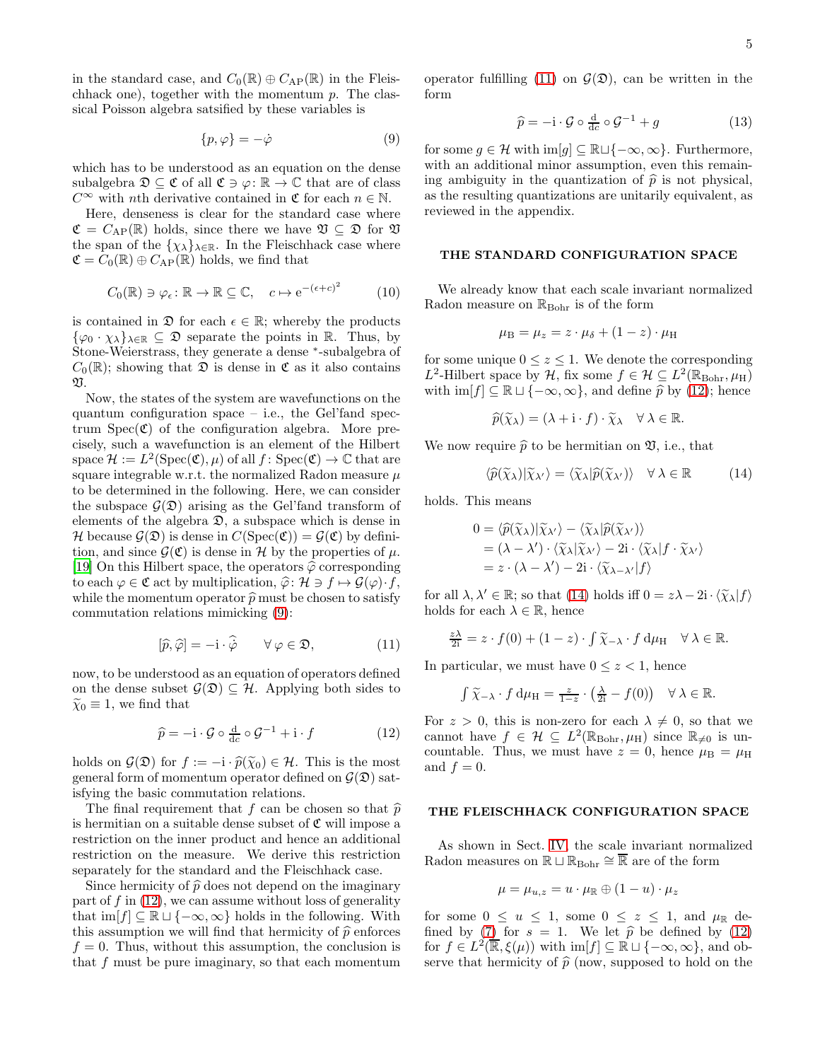in the standard case, and $C_0(\mathbb{R}) \oplus C_{\mathrm{AP}}(\mathbb{R})$ in the Fleischhack one), together with the momentum $p$. The classical Poisson algebra satsified by these variables is

$$\{p, \varphi\} = -\dot{\varphi} \tag{9}$$

which has to be understood as an equation on the dense subalgebra $\mathfrak{D} \subseteq \mathfrak{C}$ of all $\mathfrak{C} \ni \varphi\colon \mathbb{R} \to \mathbb{C}$ that are of class $C^\infty$ with $n$th derivative contained in $\mathfrak{C}$ for each $n \in \mathbb{N}$.

Here, denseness is clear for the standard case where $\mathfrak{C} = C_{\mathrm{AP}}(\mathbb{R})$ holds, since there we have $\mathfrak{V} \subseteq \mathfrak{D}$ for $\mathfrak{V}$ the span of the $\{\chi_\lambda\}_{\lambda \in \mathbb{R}}$. In the Fleischhack case where $\mathfrak{C} = C_0(\mathbb{R}) \oplus C_{\mathrm{AP}}(\mathbb{R})$ holds, we find that

$$C_0(\mathbb{R}) \ni \varphi_\epsilon \colon \mathbb{R} \to \mathbb{R} \subseteq \mathbb{C}, \quad c \mapsto \mathrm{e}^{-(\epsilon+c)^2} \tag{10}$$

is contained in $\mathfrak{D}$ for each $\epsilon \in \mathbb{R}$; whereby the products $\{\varphi_0 \cdot \chi_\lambda\}_{\lambda \in \mathbb{R}} \subseteq \mathfrak{D}$ separate the points in $\mathbb{R}$. Thus, by Stone-Weierstrass, they generate a dense $^*$-subalgebra of $C_0(\mathbb{R})$; showing that $\mathfrak{D}$ is dense in $\mathfrak{C}$ as it also contains $\mathfrak{V}$.

Now, the states of the system are wavefunctions on the quantum configuration space – i.e., the Gel'fand spectrum $\mathrm{Spec}(\mathfrak{C})$ of the configuration algebra. More precisely, such a wavefunction is an element of the Hilbert space $\mathcal{H} := L^2(\mathrm{Spec}(\mathfrak{C}), \mu)$ of all $f\colon \mathrm{Spec}(\mathfrak{C}) \to \mathbb{C}$ that are square integrable w.r.t. the normalized Radon measure $\mu$ to be determined in the following. Here, we can consider the subspace $\mathcal{G}(\mathfrak{D})$ arising as the Gel'fand transform of elements of the algebra $\mathfrak{D}$, a subspace which is dense in $\mathcal{H}$ because $\mathcal{G}(\mathfrak{D})$ is dense in $C(\mathrm{Spec}(\mathfrak{C})) = \mathcal{G}(\mathfrak{C})$ by definition, and since $\mathcal{G}(\mathfrak{C})$ is dense in $\mathcal{H}$ by the properties of $\mu$. [19] On this Hilbert space, the operators $\widehat{\varphi}$ corresponding to each $\varphi \in \mathfrak{C}$ act by multiplication, $\widehat{\varphi}\colon \mathcal{H} \ni f \mapsto \mathcal{G}(\varphi) \cdot f$, while the momentum operator $\widehat{p}$ must be chosen to satisfy commutation relations mimicking (9):

$$[\widehat{p}, \widehat{\varphi}] = -\mathrm{i} \cdot \widehat{\dot{\varphi}} \qquad \forall\, \varphi \in \mathfrak{D}, \tag{11}$$

now, to be understood as an equation of operators defined on the dense subset $\mathcal{G}(\mathfrak{D}) \subseteq \mathcal{H}$. Applying both sides to $\widetilde{\chi}_0 \equiv 1$, we find that

$$\widehat{p} = -\mathrm{i} \cdot \mathcal{G} \circ \tfrac{\mathrm{d}}{\mathrm{d}c} \circ \mathcal{G}^{-1} + \mathrm{i} \cdot f \tag{12}$$

holds on $\mathcal{G}(\mathfrak{D})$ for $f := -\mathrm{i} \cdot \widehat{p}(\widetilde{\chi}_0) \in \mathcal{H}$. This is the most general form of momentum operator defined on $\mathcal{G}(\mathfrak{D})$ satisfying the basic commutation relations.

The final requirement that $f$ can be chosen so that $\widehat{p}$ is hermitian on a suitable dense subset of $\mathfrak{C}$ will impose a restriction on the inner product and hence an additional restriction on the measure. We derive this restriction separately for the standard and the Fleischhack case.

Since hermicity of $\widehat{p}$ does not depend on the imaginary part of $f$ in (12), we can assume without loss of generality that $\mathrm{im}[f] \subseteq \mathbb{R} \sqcup \{-\infty, \infty\}$ holds in the following. With this assumption we will find that hermicity of $\widehat{p}$ enforces $f = 0$. Thus, without this assumption, the conclusion is that $f$ must be pure imaginary, so that each momentum operator fulfilling (11) on $\mathcal{G}(\mathfrak{D})$, can be written in the form

$$\widehat{p} = -\mathrm{i} \cdot \mathcal{G} \circ \tfrac{\mathrm{d}}{\mathrm{d}c} \circ \mathcal{G}^{-1} + g \tag{13}$$

for some $g \in \mathcal{H}$ with $\mathrm{im}[g] \subseteq \mathbb{R} \sqcup \{-\infty, \infty\}$. Furthermore, with an additional minor assumption, even this remaining ambiguity in the quantization of $\widehat{p}$ is not physical, as the resulting quantizations are unitarily equivalent, as reviewed in the appendix.

## THE STANDARD CONFIGURATION SPACE

We already know that each scale invariant normalized Radon measure on $\mathbb{R}_{\mathrm{Bohr}}$ is of the form

$$\mu_{\mathrm{B}} = \mu_z = z \cdot \mu_\delta + (1 - z) \cdot \mu_{\mathrm{H}}$$

for some unique $0 \leq z \leq 1$. We denote the corresponding $L^2$-Hilbert space by $\mathcal{H}$, fix some $f \in \mathcal{H} \subseteq L^2(\mathbb{R}_{\mathrm{Bohr}}, \mu_{\mathrm{H}})$ with $\mathrm{im}[f] \subseteq \mathbb{R} \sqcup \{-\infty, \infty\}$, and define $\widehat{p}$ by (12); hence

$$\widehat{p}(\widetilde{\chi}_\lambda) = (\lambda + \mathrm{i} \cdot f) \cdot \widetilde{\chi}_\lambda \quad \forall\, \lambda \in \mathbb{R}.$$

We now require $\widehat{p}$ to be hermitian on $\mathfrak{V}$, i.e., that

$$\langle \widehat{p}(\widetilde{\chi}_\lambda) | \widetilde{\chi}_{\lambda'} \rangle = \langle \widetilde{\chi}_\lambda | \widehat{p}(\widetilde{\chi}_{\lambda'}) \rangle \quad \forall\, \lambda \in \mathbb{R} \tag{14}$$

holds. This means

$$\begin{aligned}
0 &= \langle \widehat{p}(\widetilde{\chi}_\lambda) | \widetilde{\chi}_{\lambda'} \rangle - \langle \widetilde{\chi}_\lambda | \widehat{p}(\widetilde{\chi}_{\lambda'}) \rangle \\
&= (\lambda - \lambda') \cdot \langle \widetilde{\chi}_\lambda | \widetilde{\chi}_{\lambda'} \rangle - 2\mathrm{i} \cdot \langle \widetilde{\chi}_\lambda | f \cdot \widetilde{\chi}_{\lambda'} \rangle \\
&= z \cdot (\lambda - \lambda') - 2\mathrm{i} \cdot \langle \widetilde{\chi}_{\lambda - \lambda'} | f \rangle
\end{aligned}$$

for all $\lambda, \lambda' \in \mathbb{R}$; so that (14) holds iff $0 = z\lambda - 2\mathrm{i} \cdot \langle \widetilde{\chi}_\lambda | f \rangle$ holds for each $\lambda \in \mathbb{R}$, hence

$$\tfrac{z\lambda}{2\mathrm{i}} = z \cdot f(0) + (1 - z) \cdot \textstyle\int \widetilde{\chi}_{-\lambda} \cdot f \, \mathrm{d}\mu_{\mathrm{H}} \quad \forall\, \lambda \in \mathbb{R}.$$

In particular, we must have $0 \leq z < 1$, hence

$$\textstyle\int \widetilde{\chi}_{-\lambda} \cdot f \, \mathrm{d}\mu_{\mathrm{H}} = \tfrac{z}{1-z} \cdot \left( \tfrac{\lambda}{2\mathrm{i}} - f(0) \right) \quad \forall\, \lambda \in \mathbb{R}.$$

For $z > 0$, this is non-zero for each $\lambda \neq 0$, so that we cannot have $f \in \mathcal{H} \subseteq L^2(\mathbb{R}_{\mathrm{Bohr}}, \mu_{\mathrm{H}})$ since $\mathbb{R}_{\neq 0}$ is uncountable. Thus, we must have $z = 0$, hence $\mu_{\mathrm{B}} = \mu_{\mathrm{H}}$ and $f = 0$.

## THE FLEISCHHACK CONFIGURATION SPACE

As shown in Sect. IV, the scale invariant normalized Radon measures on $\mathbb{R} \sqcup \mathbb{R}_{\mathrm{Bohr}} \cong \overline{\mathbb{R}}$ are of the form

$$\mu = \mu_{u,z} = u \cdot \mu_{\mathbb{R}} \oplus (1 - u) \cdot \mu_z$$

for some $0 \leq u \leq 1$, some $0 \leq z \leq 1$, and $\mu_{\mathbb{R}}$ defined by (7) for $s = 1$. We let $\widehat{p}$ be defined by (12) for $f \in L^2(\overline{\mathbb{R}}, \xi(\mu))$ with $\mathrm{im}[f] \subseteq \mathbb{R} \sqcup \{-\infty, \infty\}$, and observe that hermicity of $\widehat{p}$ (now, supposed to hold on the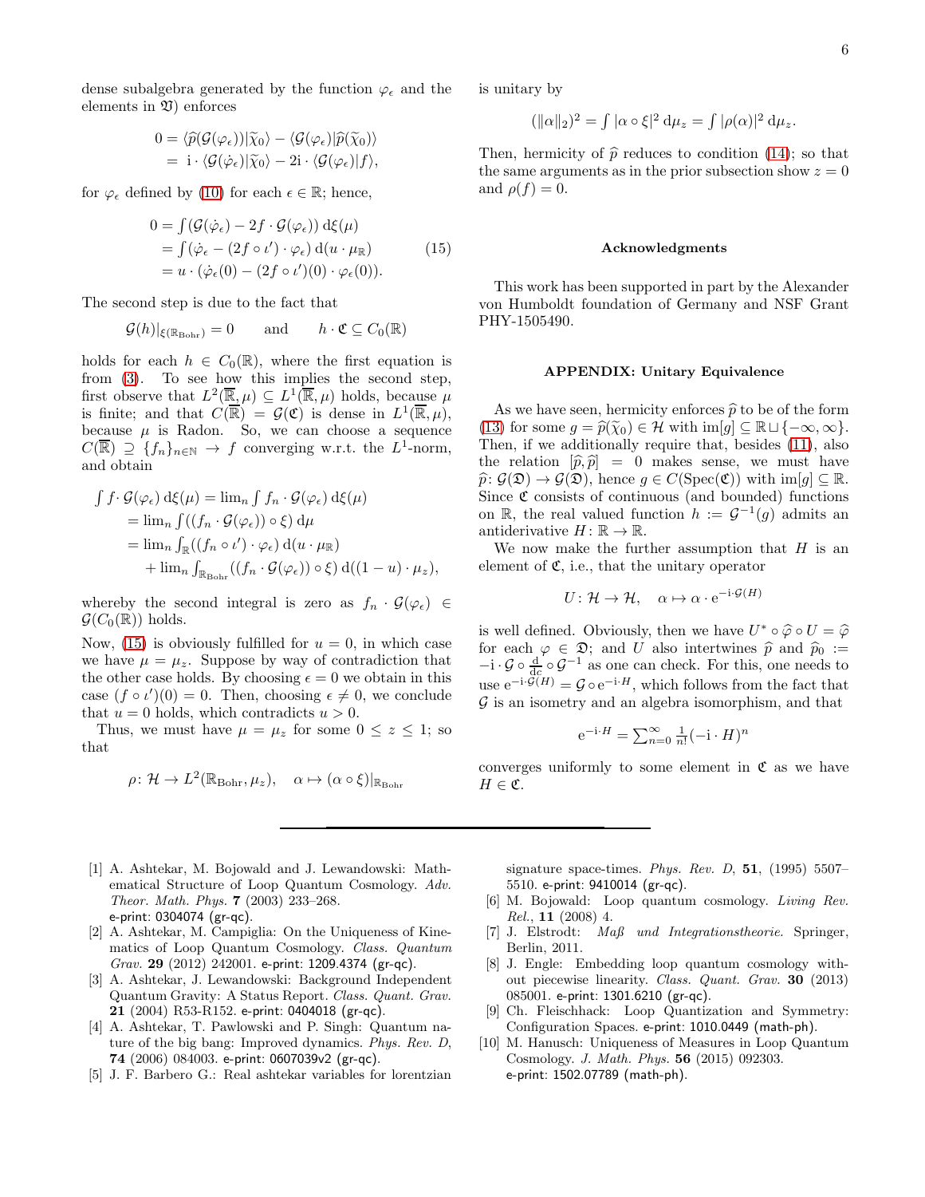dense subalgebra generated by the function $\varphi_\epsilon$ and the elements in $\mathfrak{V}$) enforces

$$0 = \langle \widehat{p}(\mathcal{G}(\varphi_\epsilon))|\widetilde{\chi}_0\rangle - \langle \mathcal{G}(\varphi_\epsilon)|\widehat{p}(\widetilde{\chi}_0)\rangle$$
$$= \mathrm{i}\cdot \langle \mathcal{G}(\dot{\varphi}_\epsilon)|\widetilde{\chi}_0\rangle - 2\mathrm{i}\cdot \langle \mathcal{G}(\varphi_\epsilon)|f\rangle,$$

for $\varphi_\epsilon$ defined by (10) for each $\epsilon \in \mathbb{R}$; hence,

$$\begin{aligned} 0 &= \textstyle\int (\mathcal{G}(\dot{\varphi}_\epsilon) - 2f\cdot \mathcal{G}(\varphi_\epsilon))\,\mathrm{d}\xi(\mu) \\ &= \textstyle\int (\dot{\varphi}_\epsilon - (2f\circ\iota')\cdot\varphi_\epsilon)\,\mathrm{d}(u\cdot\mu_{\mathbb{R}}) \\ &= u\cdot(\dot{\varphi}_\epsilon(0) - (2f\circ\iota')(0)\cdot\varphi_\epsilon(0)). \end{aligned} \tag{15}$$

The second step is due to the fact that

$$\mathcal{G}(h)|_{\xi(\mathbb{R}_{\mathrm{Bohr}})} = 0 \qquad \text{and} \qquad h\cdot\mathfrak{C} \subseteq C_0(\mathbb{R})$$

holds for each $h \in C_0(\mathbb{R})$, where the first equation is from (3). To see how this implies the second step, first observe that $L^2(\overline{\mathbb{R}},\mu) \subseteq L^1(\overline{\mathbb{R}},\mu)$ holds, because $\mu$ is finite; and that $C(\overline{\mathbb{R}}) = \mathcal{G}(\mathfrak{C})$ is dense in $L^1(\overline{\mathbb{R}},\mu)$, because $\mu$ is Radon. So, we can choose a sequence $C(\overline{\mathbb{R}}) \supseteq \{f_n\}_{n\in\mathbb{N}} \to f$ converging w.r.t. the $L^1$-norm, and obtain

$$\begin{aligned} \textstyle\int f\cdot \mathcal{G}(\varphi_\epsilon)\,\mathrm{d}\xi(\mu) &= \textstyle\lim_n \int f_n\cdot\mathcal{G}(\varphi_\epsilon)\,\mathrm{d}\xi(\mu) \\ &= \textstyle\lim_n \int ((f_n\cdot\mathcal{G}(\varphi_\epsilon))\circ\xi)\,\mathrm{d}\mu \\ &= \textstyle\lim_n \int_{\mathbb{R}} ((f_n\circ\iota')\cdot\varphi_\epsilon)\,\mathrm{d}(u\cdot\mu_{\mathbb{R}}) \\ &\quad + \textstyle\lim_n \int_{\mathbb{R}_{\mathrm{Bohr}}} ((f_n\cdot\mathcal{G}(\varphi_\epsilon))\circ\xi)\,\mathrm{d}((1-u)\cdot\mu_z), \end{aligned}$$

whereby the second integral is zero as $f_n\cdot\mathcal{G}(\varphi_\epsilon) \in \mathcal{G}(C_0(\mathbb{R}))$ holds.

Now, (15) is obviously fulfilled for $u = 0$, in which case we have $\mu = \mu_z$. Suppose by way of contradiction that the other case holds. By choosing $\epsilon = 0$ we obtain in this case $(f\circ\iota')(0) = 0$. Then, choosing $\epsilon \neq 0$, we conclude that $u = 0$ holds, which contradicts $u > 0$.

Thus, we must have $\mu = \mu_z$ for some $0 \leq z \leq 1$; so that

$$\rho\colon \mathcal{H} \to L^2(\mathbb{R}_{\mathrm{Bohr}},\mu_z), \quad \alpha \mapsto (\alpha\circ\xi)|_{\mathbb{R}_{\mathrm{Bohr}}}$$

is unitary by

$$(\|\alpha\|_2)^2 = \textstyle\int |\alpha\circ\xi|^2\,\mathrm{d}\mu_z = \int |\rho(\alpha)|^2\,\mathrm{d}\mu_z.$$

Then, hermicity of $\widehat{p}$ reduces to condition (14); so that the same arguments as in the prior subsection show $z = 0$ and $\rho(f) = 0$.

## Acknowledgments

This work has been supported in part by the Alexander von Humboldt foundation of Germany and NSF Grant PHY-1505490.

## APPENDIX: Unitary Equivalence

As we have seen, hermicity enforces $\widehat{p}$ to be of the form (13) for some $g = \widehat{p}(\widetilde{\chi}_0) \in \mathcal{H}$ with $\mathrm{im}[g] \subseteq \mathbb{R}\sqcup\{-\infty,\infty\}$. Then, if we additionally require that, besides (11), also the relation $[\widehat{p},\widehat{p}] = 0$ makes sense, we must have $\widehat{p}\colon \mathcal{G}(\mathfrak{D}) \to \mathcal{G}(\mathfrak{D})$, hence $g \in C(\mathrm{Spec}(\mathfrak{C}))$ with $\mathrm{im}[g] \subseteq \mathbb{R}$. Since $\mathfrak{C}$ consists of continuous (and bounded) functions on $\mathbb{R}$, the real valued function $h := \mathcal{G}^{-1}(g)$ admits an antiderivative $H\colon \mathbb{R}\to\mathbb{R}$.

We now make the further assumption that $H$ is an element of $\mathfrak{C}$, i.e., that the unitary operator

$$U\colon \mathcal{H}\to\mathcal{H}, \quad \alpha \mapsto \alpha\cdot \mathrm{e}^{-\mathrm{i}\cdot\mathcal{G}(H)}$$

is well defined. Obviously, then we have $U^*\circ\widehat{\varphi}\circ U = \widehat{\varphi}$ for each $\varphi \in \mathfrak{D}$; and $U$ also intertwines $\widehat{p}$ and $\widehat{p}_0 := -\mathrm{i}\cdot\mathcal{G}\circ\frac{\mathrm{d}}{\mathrm{d}c}\circ\mathcal{G}^{-1}$ as one can check. For this, one needs to use $\mathrm{e}^{-\mathrm{i}\cdot\mathcal{G}(H)} = \mathcal{G}\circ\mathrm{e}^{-\mathrm{i}\cdot H}$, which follows from the fact that $\mathcal{G}$ is an isometry and an algebra isomorphism, and that

$$\mathrm{e}^{-\mathrm{i}\cdot H} = \textstyle\sum_{n=0}^\infty \frac{1}{n!}(-\mathrm{i}\cdot H)^n$$

converges uniformly to some element in $\mathfrak{C}$ as we have $H \in \mathfrak{C}$.

---

[1] A. Ashtekar, M. Bojowald and J. Lewandowski: Mathematical Structure of Loop Quantum Cosmology. *Adv. Theor. Math. Phys.* **7** (2003) 233–268. e-print: 0304074 (gr-qc).

[2] A. Ashtekar, M. Campiglia: On the Uniqueness of Kinematics of Loop Quantum Cosmology. *Class. Quantum Grav.* **29** (2012) 242001. e-print: 1209.4374 (gr-qc).

[3] A. Ashtekar, J. Lewandowski: Background Independent Quantum Gravity: A Status Report. *Class. Quant. Grav.* **21** (2004) R53-R152. e-print: 0404018 (gr-qc).

[4] A. Ashtekar, T. Pawlowski and P. Singh: Quantum nature of the big bang: Improved dynamics. *Phys. Rev. D*, **74** (2006) 084003. e-print: 0607039v2 (gr-qc).

[5] J. F. Barbero G.: Real ashtekar variables for lorentzian signature space-times. *Phys. Rev. D*, **51**, (1995) 5507–5510. e-print: 9410014 (gr-qc).

[6] M. Bojowald: Loop quantum cosmology. *Living Rev. Rel.*, **11** (2008) 4.

[7] J. Elstrodt: *Maß und Integrationstheorie.* Springer, Berlin, 2011.

[8] J. Engle: Embedding loop quantum cosmology without piecewise linearity. *Class. Quant. Grav.* **30** (2013) 085001. e-print: 1301.6210 (gr-qc).

[9] Ch. Fleischhack: Loop Quantization and Symmetry: Configuration Spaces. e-print: 1010.0449 (math-ph).

[10] M. Hanusch: Uniqueness of Measures in Loop Quantum Cosmology. *J. Math. Phys.* **56** (2015) 092303. e-print: 1502.07789 (math-ph).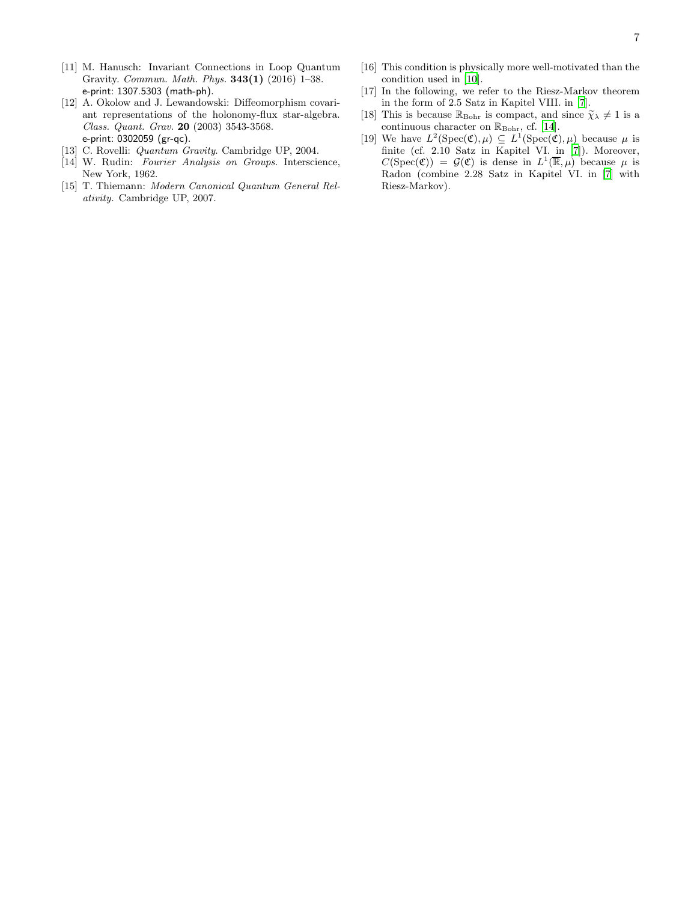[11] M. Hanusch: Invariant Connections in Loop Quantum Gravity. *Commun. Math. Phys.* **343(1)** (2016) 1–38. e-print: 1307.5303 (math-ph).

[12] A. Okolow and J. Lewandowski: Diffeomorphism covariant representations of the holonomy-flux star-algebra. *Class. Quant. Grav.* **20** (2003) 3543-3568. e-print: 0302059 (gr-qc).

[13] C. Rovelli: *Quantum Gravity*. Cambridge UP, 2004.

[14] W. Rudin: *Fourier Analysis on Groups*. Interscience, New York, 1962.

[15] T. Thiemann: *Modern Canonical Quantum General Relativity*. Cambridge UP, 2007.

[16] This condition is physically more well-motivated than the condition used in [10].

[17] In the following, we refer to the Riesz-Markov theorem in the form of 2.5 Satz in Kapitel VIII. in [7].

[18] This is because $\mathbb{R}_{\text{Bohr}}$ is compact, and since $\widetilde{\chi}_\lambda \neq 1$ is a continuous character on $\mathbb{R}_{\text{Bohr}}$, cf. [14].

[19] We have $L^2(\text{Spec}(\mathfrak{C}), \mu) \subseteq L^1(\text{Spec}(\mathfrak{C}), \mu)$ because $\mu$ is finite (cf. 2.10 Satz in Kapitel VI. in [7]). Moreover, $C(\text{Spec}(\mathfrak{C})) = \mathcal{G}(\mathfrak{C})$ is dense in $L^1(\overline{\mathbb{R}}, \mu)$ because $\mu$ is Radon (combine 2.28 Satz in Kapitel VI. in [7] with Riesz-Markov).